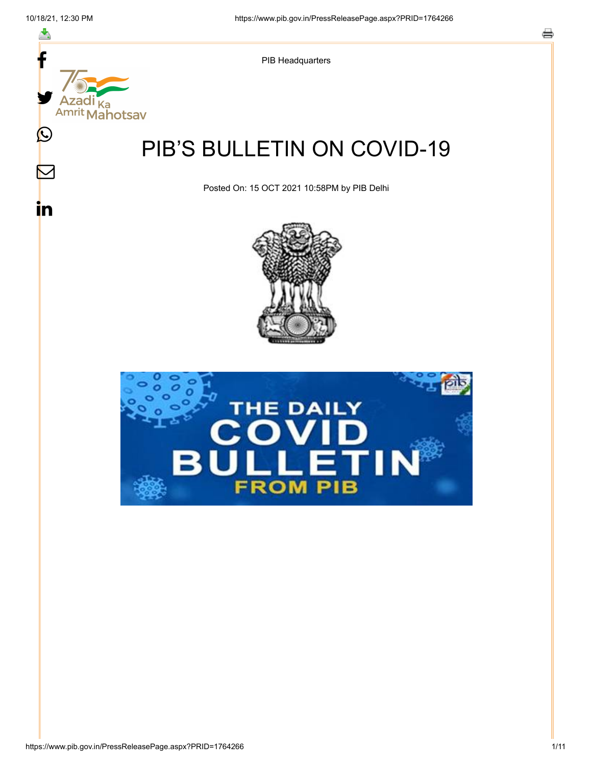PIB Headquarters

# PIB'S BULLETIN ON COVID-19

Posted On: 15 OCT 2021 10:58PM by PIB Delhi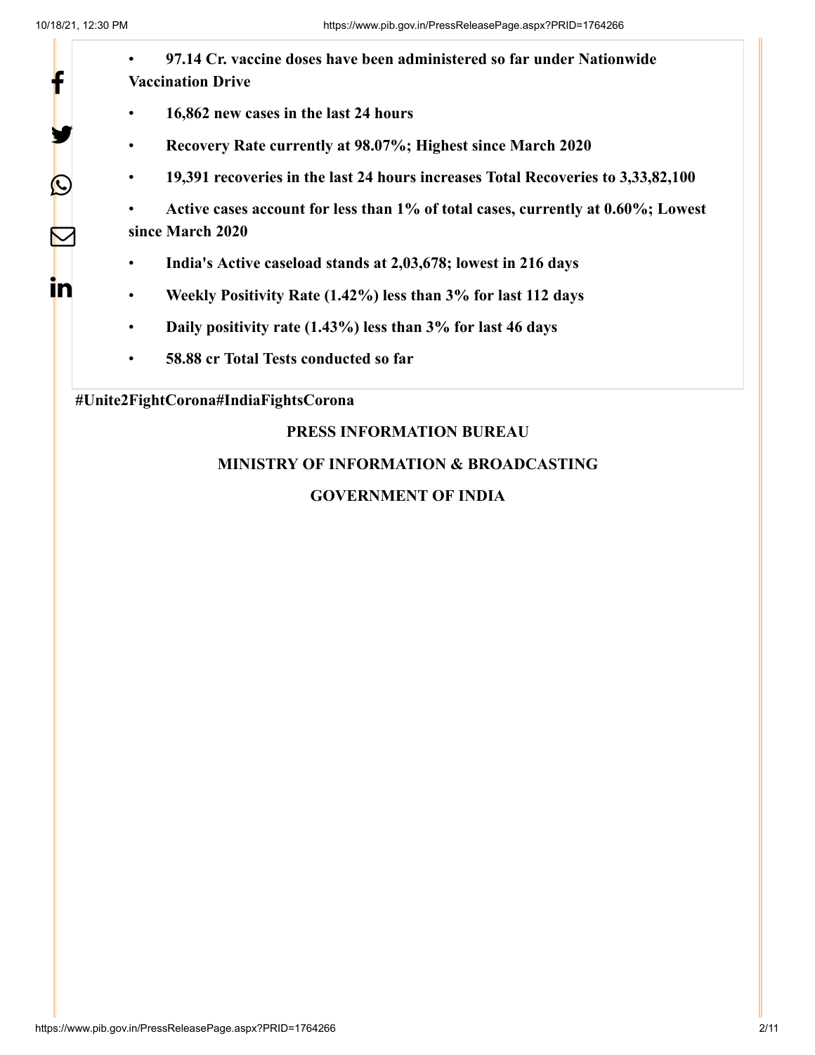- **97.14 Cr. vaccine doses have been administered so far under Nationwide Vaccination Drive**
- **16,862 new cases in the last 24 hours**
- **Recovery Rate currently at 98.07%; Highest since March 2020**
- **19,391 recoveries in the last 24 hours increases Total Recoveries to 3,33,82,100**
- **Active cases account for less than 1% of total cases, currently at 0.60%; Lowest since March 2020**
- **India's Active caseload stands at 2,03,678; lowest in 216 days**
- **Weekly Positivity Rate (1.42%) less than 3% for last 112 days**
- **Daily positivity rate (1.43%) less than 3% for last 46 days**
- **58.88 cr Total Tests conducted so far**

**#Unite2FightCorona#IndiaFightsCorona**

**PRESS INFORMATION BUREAU**

**MINISTRY OF INFORMATION & BROADCASTING**

**GOVERNMENT OF INDIA**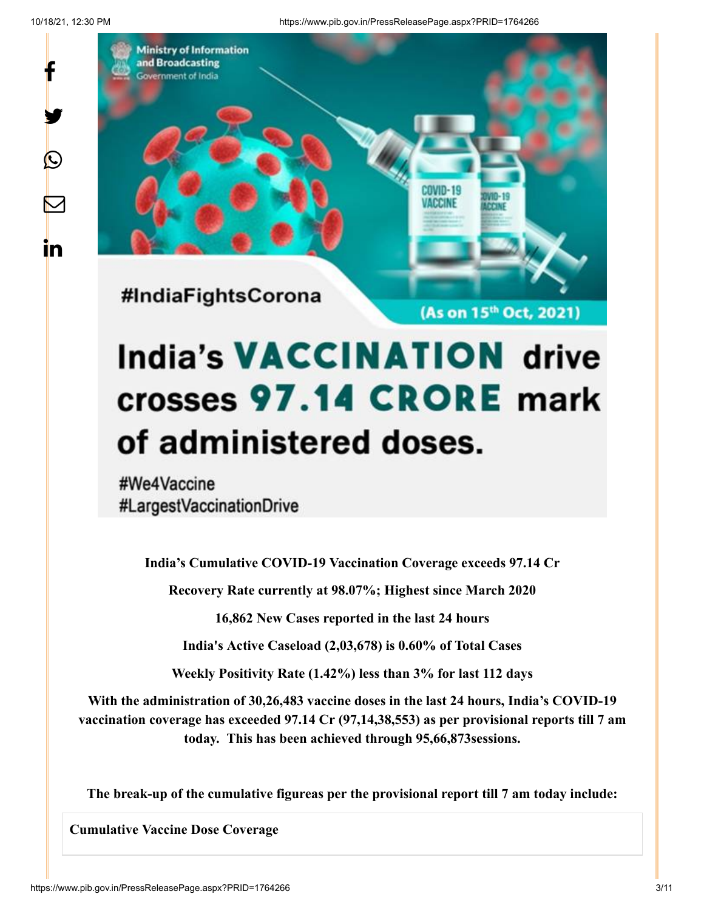#IndiaFightsCorona

(As on 15th Oct, 2021)

India's VACCINATION drive crosses 97.14 CRORE mark of administered doses.

#We4Vaccine
#LargestVaccinationDrive

**India's Cumulative COVID-19 Vaccination Coverage exceeds 97.14 Cr**

**Recovery Rate currently at 98.07%; Highest since March 2020**

**16,862 New Cases reported in the last 24 hours**

**India's Active Caseload (2,03,678) is 0.60% of Total Cases**

**Weekly Positivity Rate (1.42%) less than 3% for last 112 days**

**With the administration of 30,26,483 vaccine doses in the last 24 hours, India's COVID-19 vaccination coverage has exceeded 97.14 Cr (97,14,38,553) as per provisional reports till 7 am today. This has been achieved through 95,66,873sessions.**

**The break-up of the cumulative figureas per the provisional report till 7 am today include:**

| **Cumulative Vaccine Dose Coverage** |
|---|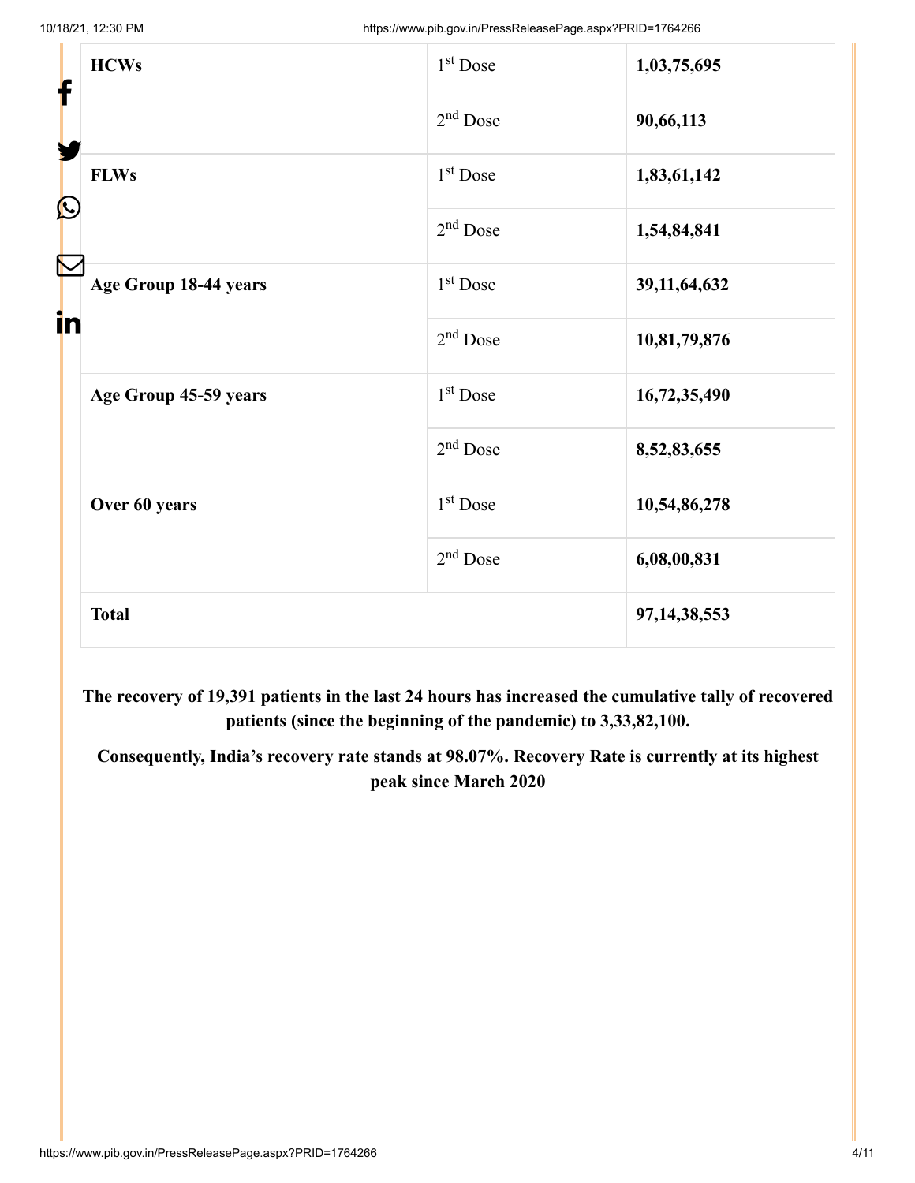| | | |
|---|---|---|
| **HCWs** | 1st Dose | **1,03,75,695** |
| | 2nd Dose | **90,66,113** |
| **FLWs** | 1st Dose | **1,83,61,142** |
| | 2nd Dose | **1,54,84,841** |
| **Age Group 18-44 years** | 1st Dose | **39,11,64,632** |
| | 2nd Dose | **10,81,79,876** |
| **Age Group 45-59 years** | 1st Dose | **16,72,35,490** |
| | 2nd Dose | **8,52,83,655** |
| **Over 60 years** | 1st Dose | **10,54,86,278** |
| | 2nd Dose | **6,08,00,831** |
| **Total** | | **97,14,38,553** |

**The recovery of 19,391 patients in the last 24 hours has increased the cumulative tally of recovered patients (since the beginning of the pandemic) to 3,33,82,100.**

**Consequently, India's recovery rate stands at 98.07%. Recovery Rate is currently at its highest peak since March 2020**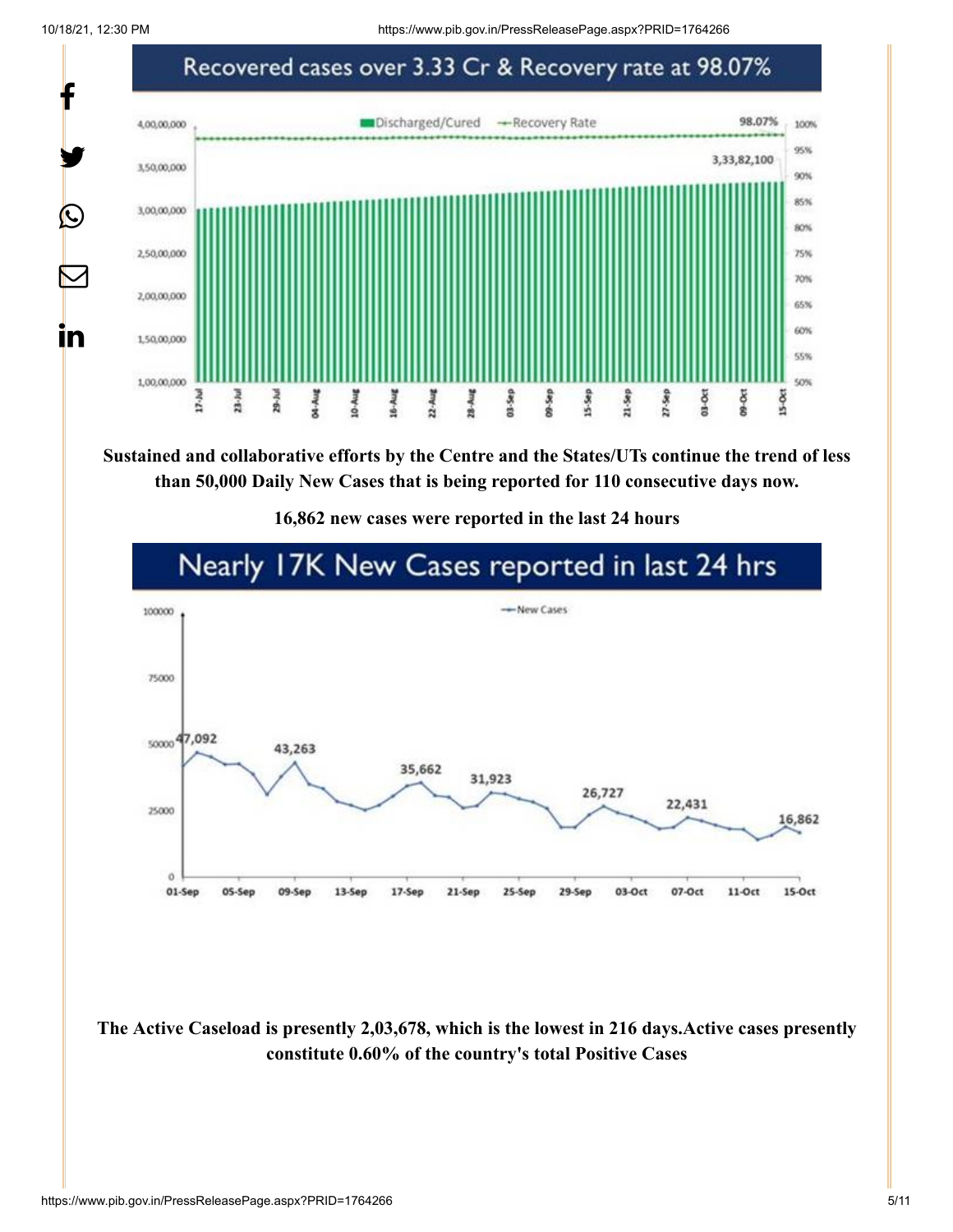Recovered cases over 3.33 Cr & Recovery rate at 98.07%

Sustained and collaborative efforts by the Centre and the States/UTs continue the trend of less than 50,000 Daily New Cases that is being reported for 110 consecutive days now.

**16,862 new cases were reported in the last 24 hours**

Nearly 17K New Cases reported in last 24 hrs

**The Active Caseload is presently 2,03,678, which is the lowest in 216 days.Active cases presently constitute 0.60% of the country's total Positive Cases**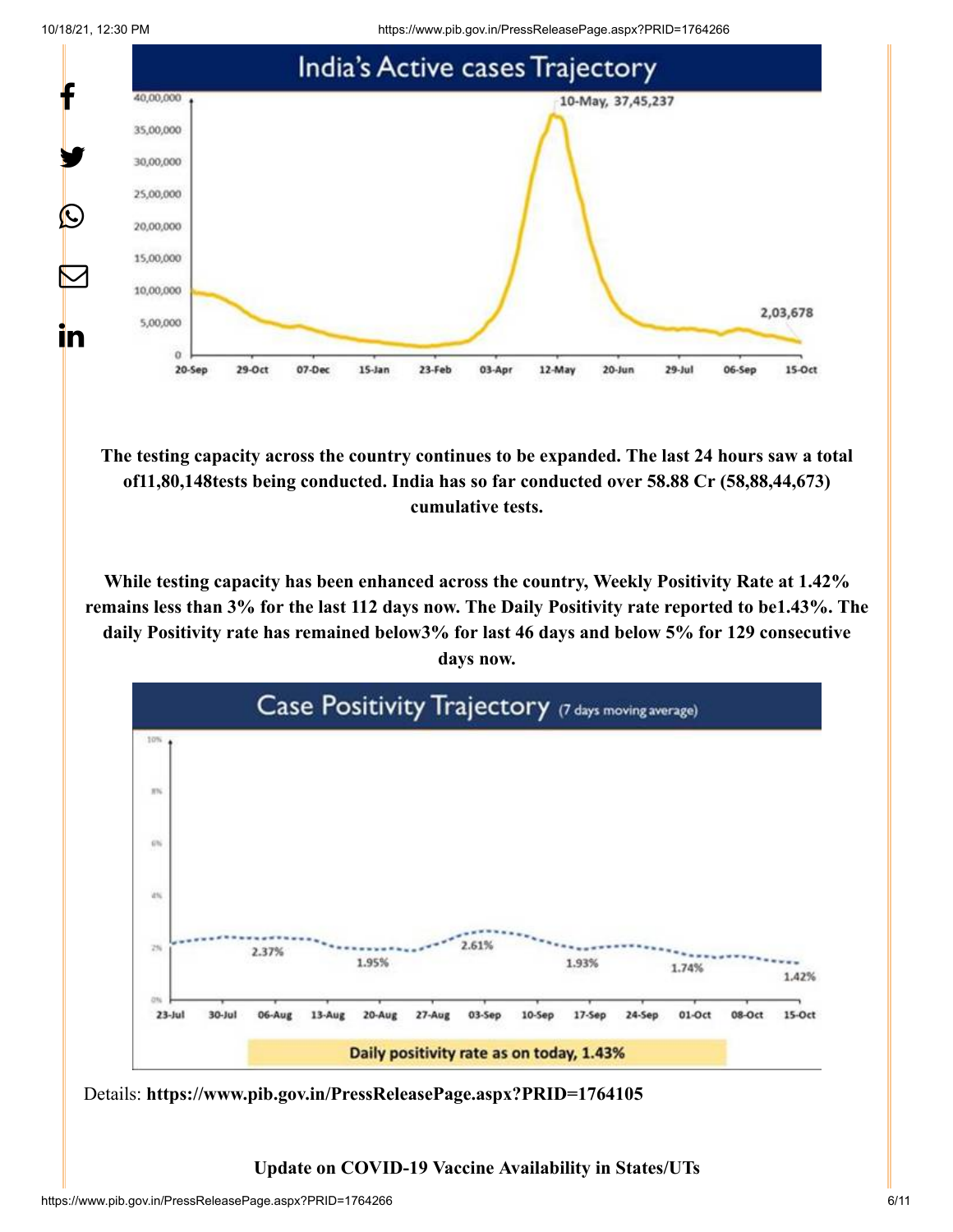**The testing capacity across the country continues to be expanded. The last 24 hours saw a total of11,80,148tests being conducted. India has so far conducted over 58.88 Cr (58,88,44,673) cumulative tests.**

**While testing capacity has been enhanced across the country, Weekly Positivity Rate at 1.42% remains less than 3% for the last 112 days now. The Daily Positivity rate reported to be1.43%. The daily Positivity rate has remained below3% for last 46 days and below 5% for 129 consecutive days now.**

Details: **https://www.pib.gov.in/PressReleasePage.aspx?PRID=1764105**

**Update on COVID-19 Vaccine Availability in States/UTs**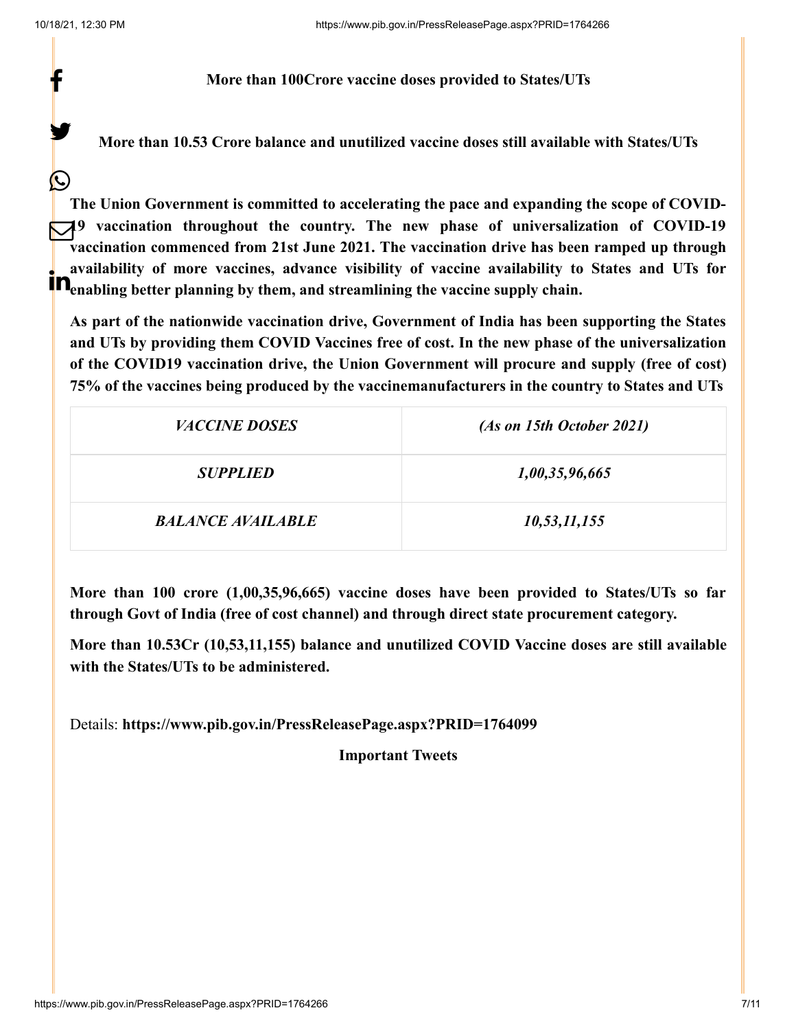**More than 100Crore vaccine doses provided to States/UTs**

**More than 10.53 Crore balance and unutilized vaccine doses still available with States/UTs**

**The Union Government is committed to accelerating the pace and expanding the scope of COVID-19 vaccination throughout the country. The new phase of universalization of COVID-19 vaccination commenced from 21st June 2021. The vaccination drive has been ramped up through availability of more vaccines, advance visibility of vaccine availability to States and UTs for enabling better planning by them, and streamlining the vaccine supply chain.**

**As part of the nationwide vaccination drive, Government of India has been supporting the States and UTs by providing them COVID Vaccines free of cost. In the new phase of the universalization of the COVID19 vaccination drive, the Union Government will procure and supply (free of cost) 75% of the vaccines being produced by the vaccinemanufacturers in the country to States and UTs**

| ***VACCINE DOSES*** | ***(As on 15th October 2021)*** |
| --- | --- |
| ***SUPPLIED*** | ***1,00,35,96,665*** |
| ***BALANCE AVAILABLE*** | ***10,53,11,155*** |

**More than 100 crore (1,00,35,96,665) vaccine doses have been provided to States/UTs so far through Govt of India (free of cost channel) and through direct state procurement category.**

**More than 10.53Cr (10,53,11,155) balance and unutilized COVID Vaccine doses are still available with the States/UTs to be administered.**

Details: **https://www.pib.gov.in/PressReleasePage.aspx?PRID=1764099**

**Important Tweets**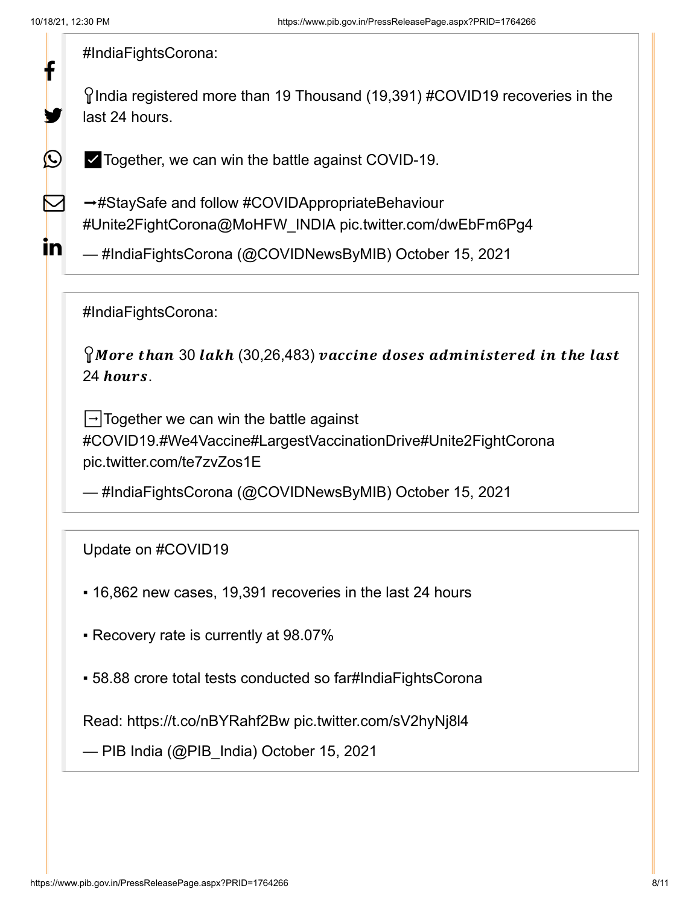> #IndiaFightsCorona:
>
> 📍India registered more than 19 Thousand (19,391) #COVID19 recoveries in the last 24 hours.
>
> ✅Together, we can win the battle against COVID-19.
>
> ➡#StaySafe and follow #COVIDAppropriateBehaviour #Unite2FightCorona@MoHFW_INDIA pic.twitter.com/dwEbFm6Pg4
>
> — #IndiaFightsCorona (@COVIDNewsByMIB) October 15, 2021

> #IndiaFightsCorona:
>
> 📍***More than* 30 *lakh* (30,26,483) *vaccine doses administered in the last* 24 *hours*.**
>
> ➡Together we can win the battle against #COVID19.#We4Vaccine#LargestVaccinationDrive#Unite2FightCorona pic.twitter.com/te7zvZos1E
>
> — #IndiaFightsCorona (@COVIDNewsByMIB) October 15, 2021

> Update on #COVID19
>
> ▪ 16,862 new cases, 19,391 recoveries in the last 24 hours
>
> ▪ Recovery rate is currently at 98.07%
>
> ▪ 58.88 crore total tests conducted so far#IndiaFightsCorona
>
> Read: https://t.co/nBYRahf2Bw pic.twitter.com/sV2hyNj8l4
>
> — PIB India (@PIB_India) October 15, 2021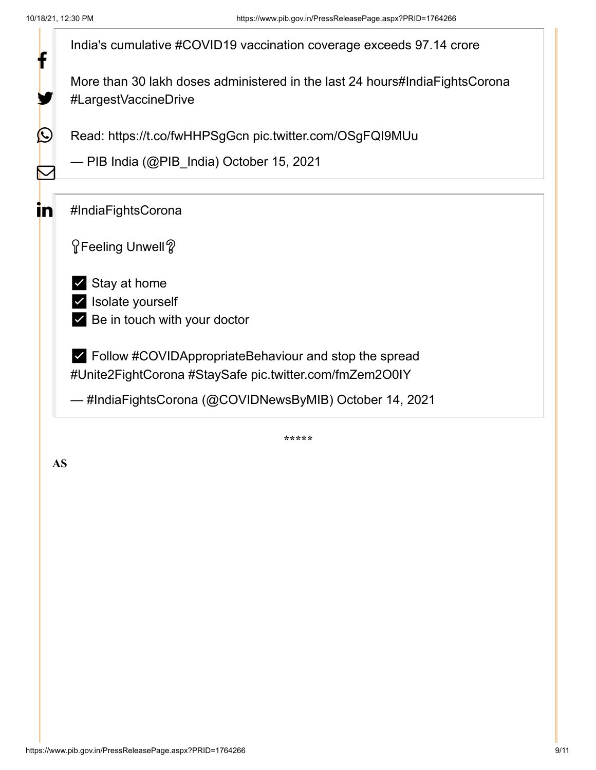India's cumulative #COVID19 vaccination coverage exceeds 97.14 crore

More than 30 lakh doses administered in the last 24 hours#IndiaFightsCorona #LargestVaccineDrive

Read: https://t.co/fwHHPSgGcn pic.twitter.com/OSgFQI9MUu

— PIB India (@PIB_India) October 15, 2021

#IndiaFightsCorona

❓Feeling Unwell❓

✅ Stay at home
✅ Isolate yourself
✅ Be in touch with your doctor

✅ Follow #COVIDAppropriateBehaviour and stop the spread #Unite2FightCorona #StaySafe pic.twitter.com/fmZem2O0IY

— #IndiaFightsCorona (@COVIDNewsByMIB) October 14, 2021

*****

**AS**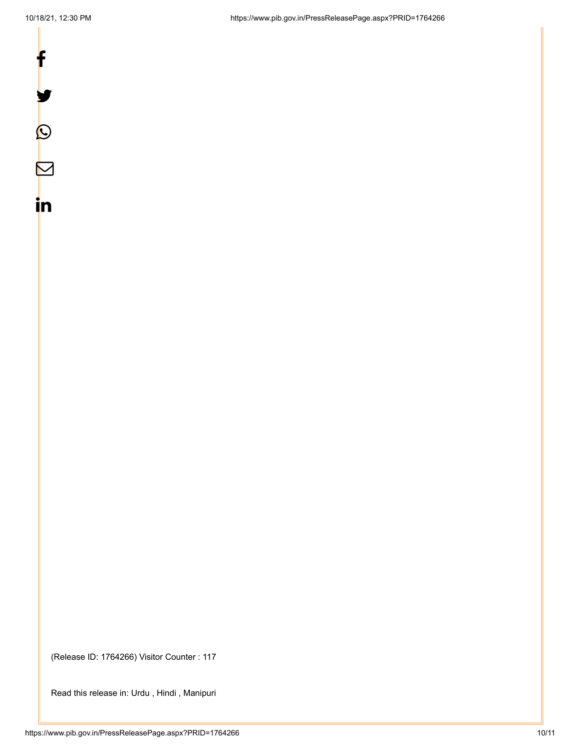(Release ID: 1764266) Visitor Counter : 117

Read this release in: Urdu , Hindi , Manipuri